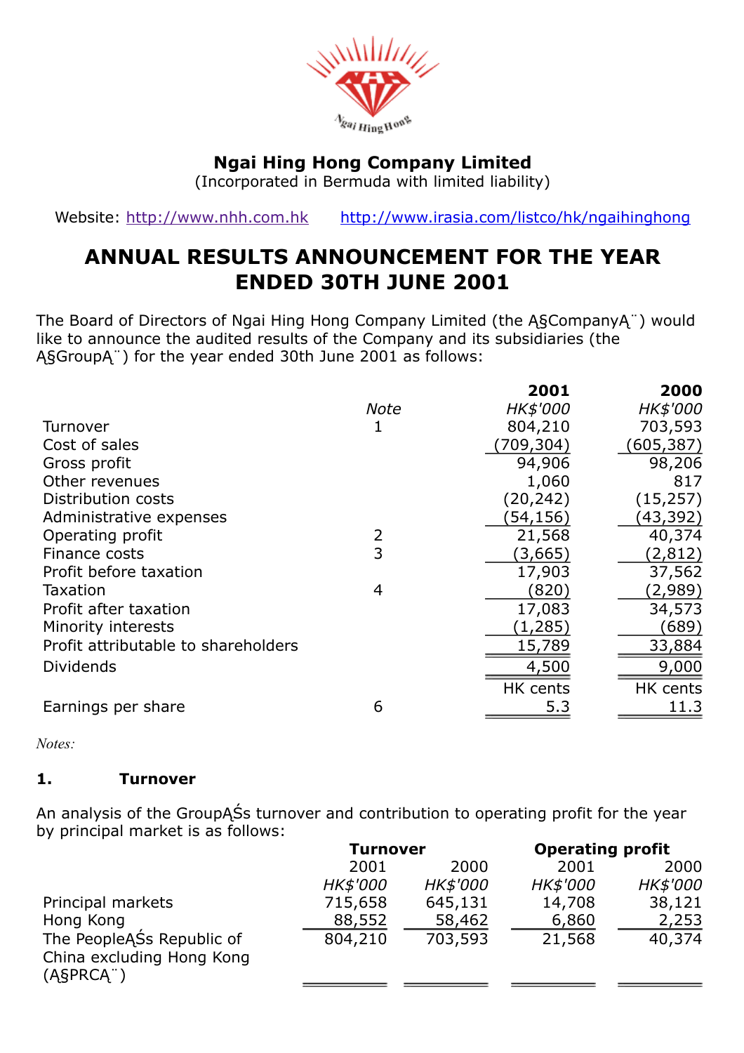# Ngai Hing Hong Company Limited

(Incorporated in Bermuda with limited liability)

Website: http://www.nhh.com.hk  http://www.irasia.com/listco/hk/ngaihinghong

## ANNUAL RESULTS ANNOUNCEMENT FOR THE YEAR ENDED 30TH JUNE 2001

The Board of Directors of Ngai Hing Hong Company Limited (the Ą§CompanyĄ¨) would like to announce the audited results of the Company and its subsidiaries (the Ą§GroupĄ¨) for the year ended 30th June 2001 as follows:

| | Note | 2001 | 2000 |
|---|---|---|---|
| | | *HK$'000* | *HK$'000* |
| Turnover | 1 | 804,210 | 703,593 |
| Cost of sales | | (709,304) | (605,387) |
| Gross profit | | 94,906 | 98,206 |
| Other revenues | | 1,060 | 817 |
| Distribution costs | | (20,242) | (15,257) |
| Administrative expenses | | (54,156) | (43,392) |
| Operating profit | 2 | 21,568 | 40,374 |
| Finance costs | 3 | (3,665) | (2,812) |
| Profit before taxation | | 17,903 | 37,562 |
| Taxation | 4 | (820) | (2,989) |
| Profit after taxation | | 17,083 | 34,573 |
| Minority interests | | (1,285) | (689) |
| Profit attributable to shareholders | | 15,789 | 33,884 |
| Dividends | | 4,500 | 9,000 |
| | | HK cents | HK cents |
| Earnings per share | 6 | 5.3 | 11.3 |

*Notes:*

### 1. Turnover

An analysis of the GroupĄŚs turnover and contribution to operating profit for the year by principal market is as follows:

| | Turnover | | Operating profit | |
|---|---|---|---|---|
| | 2001 | 2000 | 2001 | 2000 |
| | *HK$'000* | *HK$'000* | *HK$'000* | *HK$'000* |
| Principal markets | 715,658 | 645,131 | 14,708 | 38,121 |
| Hong Kong | 88,552 | 58,462 | 6,860 | 2,253 |
| The PeopleĄŚs Republic of China excluding Hong Kong (Ą§PRCĄ¨) | 804,210 | 703,593 | 21,568 | 40,374 |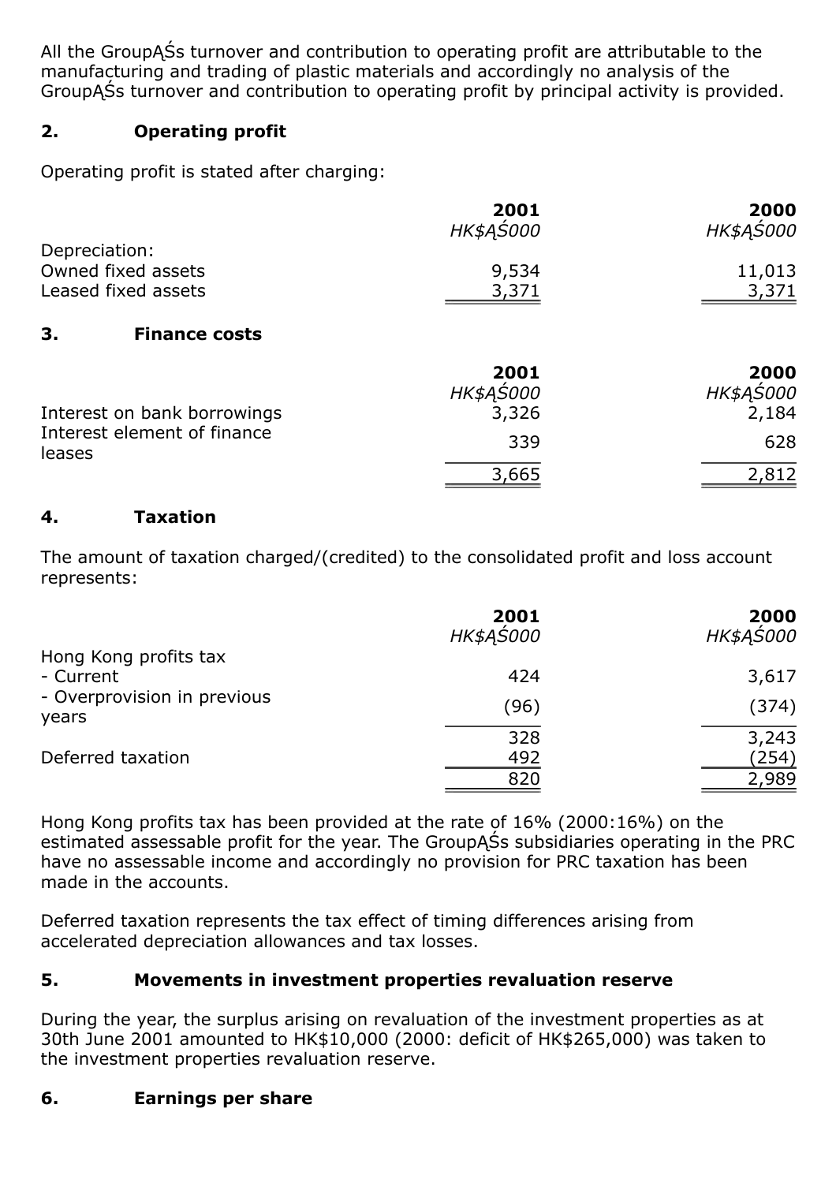All the GroupĄŚs turnover and contribution to operating profit are attributable to the manufacturing and trading of plastic materials and accordingly no analysis of the GroupĄŚs turnover and contribution to operating profit by principal activity is provided.

## 2. Operating profit

Operating profit is stated after charging:

| | 2001 *HK$ĄŚ000* | 2000 *HK$ĄŚ000* |
|---|---|---|
| Depreciation: | | |
| Owned fixed assets | 9,534 | 11,013 |
| Leased fixed assets | 3,371 | 3,371 |

## 3. Finance costs

| | 2001 *HK$ĄŚ000* | 2000 *HK$ĄŚ000* |
|---|---|---|
| Interest on bank borrowings | 3,326 | 2,184 |
| Interest element of finance leases | 339 | 628 |
| | 3,665 | 2,812 |

## 4. Taxation

The amount of taxation charged/(credited) to the consolidated profit and loss account represents:

| | 2001 *HK$ĄŚ000* | 2000 *HK$ĄŚ000* |
|---|---|---|
| Hong Kong profits tax | | |
| - Current | 424 | 3,617 |
| - Overprovision in previous years | (96) | (374) |
| | 328 | 3,243 |
| Deferred taxation | 492 | (254) |
| | 820 | 2,989 |

Hong Kong profits tax has been provided at the rate of 16% (2000:16%) on the estimated assessable profit for the year. The GroupĄŚs subsidiaries operating in the PRC have no assessable income and accordingly no provision for PRC taxation has been made in the accounts.

Deferred taxation represents the tax effect of timing differences arising from accelerated depreciation allowances and tax losses.

## 5. Movements in investment properties revaluation reserve

During the year, the surplus arising on revaluation of the investment properties as at 30th June 2001 amounted to HK$10,000 (2000: deficit of HK$265,000) was taken to the investment properties revaluation reserve.

## 6. Earnings per share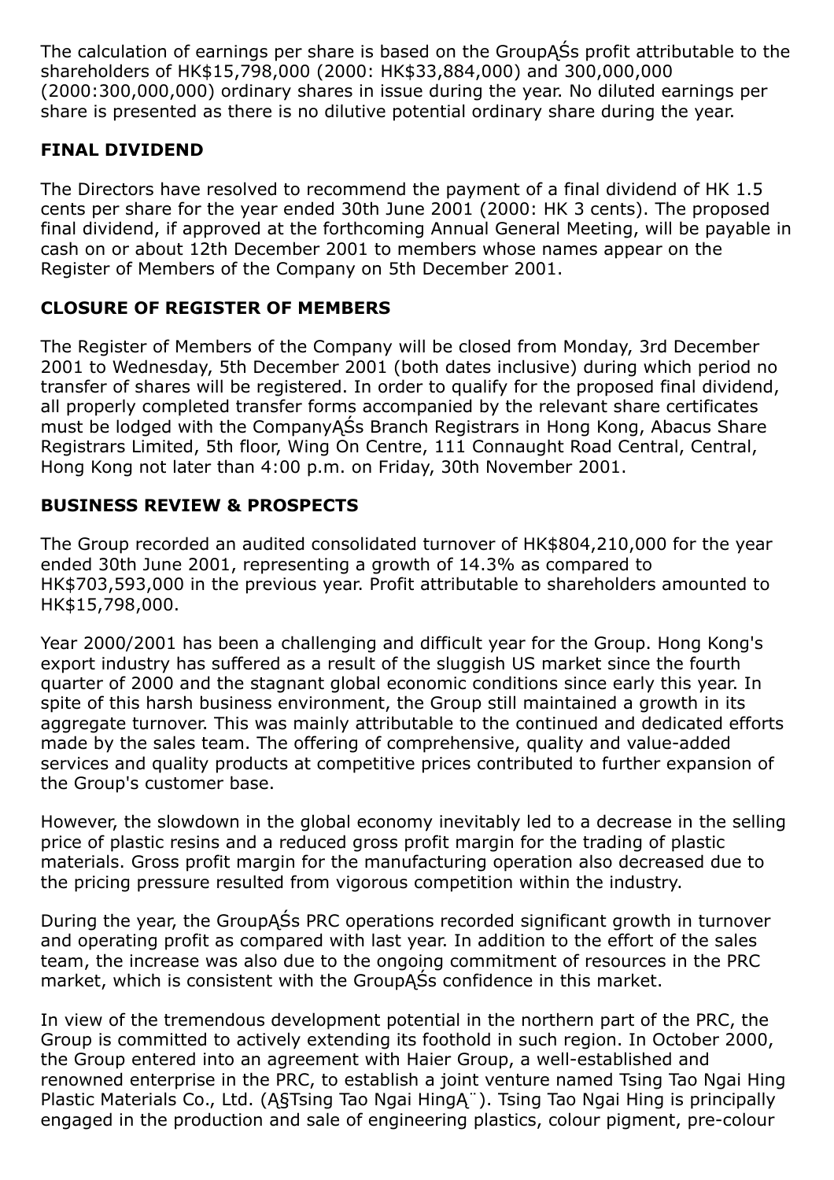The calculation of earnings per share is based on the GroupĄŚs profit attributable to the shareholders of HK$15,798,000 (2000: HK$33,884,000) and 300,000,000 (2000:300,000,000) ordinary shares in issue during the year. No diluted earnings per share is presented as there is no dilutive potential ordinary share during the year.

## FINAL DIVIDEND

The Directors have resolved to recommend the payment of a final dividend of HK 1.5 cents per share for the year ended 30th June 2001 (2000: HK 3 cents). The proposed final dividend, if approved at the forthcoming Annual General Meeting, will be payable in cash on or about 12th December 2001 to members whose names appear on the Register of Members of the Company on 5th December 2001.

## CLOSURE OF REGISTER OF MEMBERS

The Register of Members of the Company will be closed from Monday, 3rd December 2001 to Wednesday, 5th December 2001 (both dates inclusive) during which period no transfer of shares will be registered. In order to qualify for the proposed final dividend, all properly completed transfer forms accompanied by the relevant share certificates must be lodged with the CompanyĄŚs Branch Registrars in Hong Kong, Abacus Share Registrars Limited, 5th floor, Wing On Centre, 111 Connaught Road Central, Central, Hong Kong not later than 4:00 p.m. on Friday, 30th November 2001.

## BUSINESS REVIEW & PROSPECTS

The Group recorded an audited consolidated turnover of HK$804,210,000 for the year ended 30th June 2001, representing a growth of 14.3% as compared to HK$703,593,000 in the previous year. Profit attributable to shareholders amounted to HK$15,798,000.

Year 2000/2001 has been a challenging and difficult year for the Group. Hong Kong's export industry has suffered as a result of the sluggish US market since the fourth quarter of 2000 and the stagnant global economic conditions since early this year. In spite of this harsh business environment, the Group still maintained a growth in its aggregate turnover. This was mainly attributable to the continued and dedicated efforts made by the sales team. The offering of comprehensive, quality and value-added services and quality products at competitive prices contributed to further expansion of the Group's customer base.

However, the slowdown in the global economy inevitably led to a decrease in the selling price of plastic resins and a reduced gross profit margin for the trading of plastic materials. Gross profit margin for the manufacturing operation also decreased due to the pricing pressure resulted from vigorous competition within the industry.

During the year, the GroupĄŚs PRC operations recorded significant growth in turnover and operating profit as compared with last year. In addition to the effort of the sales team, the increase was also due to the ongoing commitment of resources in the PRC market, which is consistent with the GroupĄŚs confidence in this market.

In view of the tremendous development potential in the northern part of the PRC, the Group is committed to actively extending its foothold in such region. In October 2000, the Group entered into an agreement with Haier Group, a well-established and renowned enterprise in the PRC, to establish a joint venture named Tsing Tao Ngai Hing Plastic Materials Co., Ltd. (Ą§Tsing Tao Ngai HingĄ¨). Tsing Tao Ngai Hing is principally engaged in the production and sale of engineering plastics, colour pigment, pre-colour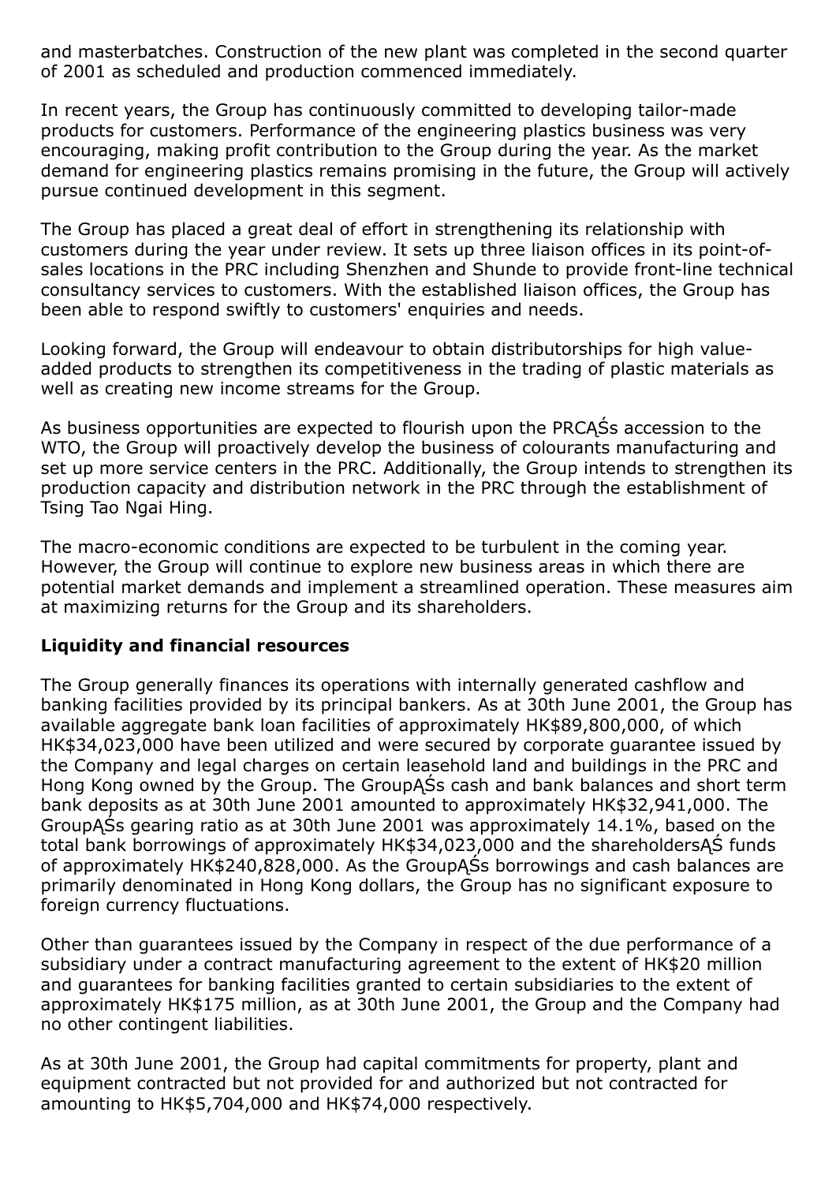and masterbatches. Construction of the new plant was completed in the second quarter of 2001 as scheduled and production commenced immediately.

In recent years, the Group has continuously committed to developing tailor-made products for customers. Performance of the engineering plastics business was very encouraging, making profit contribution to the Group during the year. As the market demand for engineering plastics remains promising in the future, the Group will actively pursue continued development in this segment.

The Group has placed a great deal of effort in strengthening its relationship with customers during the year under review. It sets up three liaison offices in its point-of-sales locations in the PRC including Shenzhen and Shunde to provide front-line technical consultancy services to customers. With the established liaison offices, the Group has been able to respond swiftly to customers' enquiries and needs.

Looking forward, the Group will endeavour to obtain distributorships for high value-added products to strengthen its competitiveness in the trading of plastic materials as well as creating new income streams for the Group.

As business opportunities are expected to flourish upon the PRCĄŚs accession to the WTO, the Group will proactively develop the business of colourants manufacturing and set up more service centers in the PRC. Additionally, the Group intends to strengthen its production capacity and distribution network in the PRC through the establishment of Tsing Tao Ngai Hing.

The macro-economic conditions are expected to be turbulent in the coming year. However, the Group will continue to explore new business areas in which there are potential market demands and implement a streamlined operation. These measures aim at maximizing returns for the Group and its shareholders.

**Liquidity and financial resources**

The Group generally finances its operations with internally generated cashflow and banking facilities provided by its principal bankers. As at 30th June 2001, the Group has available aggregate bank loan facilities of approximately HK$89,800,000, of which HK$34,023,000 have been utilized and were secured by corporate guarantee issued by the Company and legal charges on certain leasehold land and buildings in the PRC and Hong Kong owned by the Group. The GroupĄŚs cash and bank balances and short term bank deposits as at 30th June 2001 amounted to approximately HK$32,941,000. The GroupĄŚs gearing ratio as at 30th June 2001 was approximately 14.1%, based on the total bank borrowings of approximately HK$34,023,000 and the shareholdersĄŚ funds of approximately HK$240,828,000. As the GroupĄŚs borrowings and cash balances are primarily denominated in Hong Kong dollars, the Group has no significant exposure to foreign currency fluctuations.

Other than guarantees issued by the Company in respect of the due performance of a subsidiary under a contract manufacturing agreement to the extent of HK$20 million and guarantees for banking facilities granted to certain subsidiaries to the extent of approximately HK$175 million, as at 30th June 2001, the Group and the Company had no other contingent liabilities.

As at 30th June 2001, the Group had capital commitments for property, plant and equipment contracted but not provided for and authorized but not contracted for amounting to HK$5,704,000 and HK$74,000 respectively.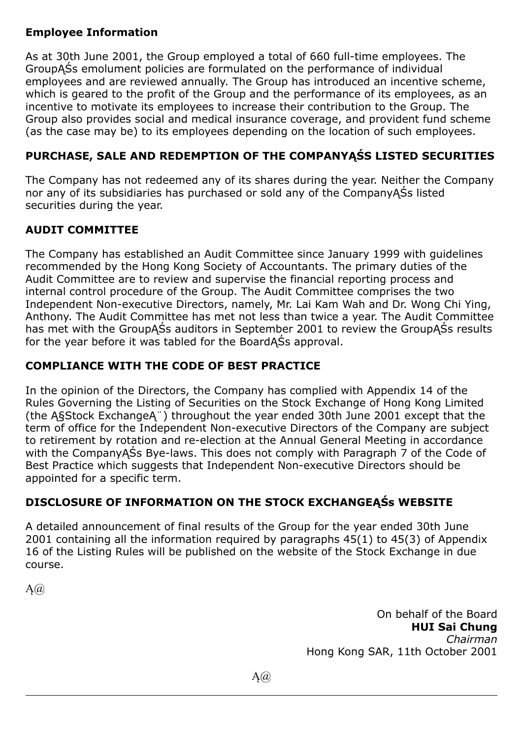**Employee Information**

As at 30th June 2001, the Group employed a total of 660 full-time employees. The GroupĄŚs emolument policies are formulated on the performance of individual employees and are reviewed annually. The Group has introduced an incentive scheme, which is geared to the profit of the Group and the performance of its employees, as an incentive to motivate its employees to increase their contribution to the Group. The Group also provides social and medical insurance coverage, and provident fund scheme (as the case may be) to its employees depending on the location of such employees.

## PURCHASE, SALE AND REDEMPTION OF THE COMPANYĄŚS LISTED SECURITIES

The Company has not redeemed any of its shares during the year. Neither the Company nor any of its subsidiaries has purchased or sold any of the CompanyĄŚs listed securities during the year.

## AUDIT COMMITTEE

The Company has established an Audit Committee since January 1999 with guidelines recommended by the Hong Kong Society of Accountants. The primary duties of the Audit Committee are to review and supervise the financial reporting process and internal control procedure of the Group. The Audit Committee comprises the two Independent Non-executive Directors, namely, Mr. Lai Kam Wah and Dr. Wong Chi Ying, Anthony. The Audit Committee has met not less than twice a year. The Audit Committee has met with the GroupĄŚs auditors in September 2001 to review the GroupĄŚs results for the year before it was tabled for the BoardĄŚs approval.

## COMPLIANCE WITH THE CODE OF BEST PRACTICE

In the opinion of the Directors, the Company has complied with Appendix 14 of the Rules Governing the Listing of Securities on the Stock Exchange of Hong Kong Limited (the Ą§Stock ExchangeĄ¨) throughout the year ended 30th June 2001 except that the term of office for the Independent Non-executive Directors of the Company are subject to retirement by rotation and re-election at the Annual General Meeting in accordance with the CompanyĄŚs Bye-laws. This does not comply with Paragraph 7 of the Code of Best Practice which suggests that Independent Non-executive Directors should be appointed for a specific term.

## DISCLOSURE OF INFORMATION ON THE STOCK EXCHANGEĄŚs WEBSITE

A detailed announcement of final results of the Group for the year ended 30th June 2001 containing all the information required by paragraphs 45(1) to 45(3) of Appendix 16 of the Listing Rules will be published on the website of the Stock Exchange in due course.

Ą@

On behalf of the Board
**HUI Sai Chung**
*Chairman*
Hong Kong SAR, 11th October 2001

Ą@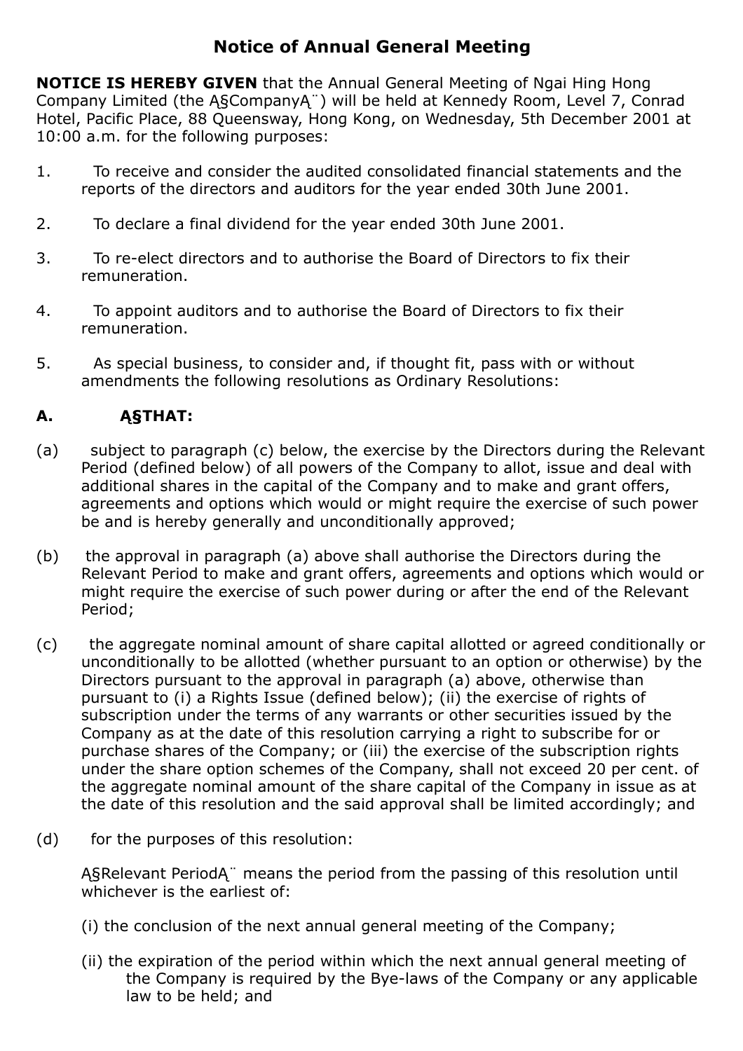# Notice of Annual General Meeting

**NOTICE IS HEREBY GIVEN** that the Annual General Meeting of Ngai Hing Hong Company Limited (the A§CompanyĄ¨) will be held at Kennedy Room, Level 7, Conrad Hotel, Pacific Place, 88 Queensway, Hong Kong, on Wednesday, 5th December 2001 at 10:00 a.m. for the following purposes:

1. To receive and consider the audited consolidated financial statements and the reports of the directors and auditors for the year ended 30th June 2001.

2. To declare a final dividend for the year ended 30th June 2001.

3. To re-elect directors and to authorise the Board of Directors to fix their remuneration.

4. To appoint auditors and to authorise the Board of Directors to fix their remuneration.

5. As special business, to consider and, if thought fit, pass with or without amendments the following resolutions as Ordinary Resolutions:

**A. Ą§THAT:**

(a) subject to paragraph (c) below, the exercise by the Directors during the Relevant Period (defined below) of all powers of the Company to allot, issue and deal with additional shares in the capital of the Company and to make and grant offers, agreements and options which would or might require the exercise of such power be and is hereby generally and unconditionally approved;

(b) the approval in paragraph (a) above shall authorise the Directors during the Relevant Period to make and grant offers, agreements and options which would or might require the exercise of such power during or after the end of the Relevant Period;

(c) the aggregate nominal amount of share capital allotted or agreed conditionally or unconditionally to be allotted (whether pursuant to an option or otherwise) by the Directors pursuant to the approval in paragraph (a) above, otherwise than pursuant to (i) a Rights Issue (defined below); (ii) the exercise of rights of subscription under the terms of any warrants or other securities issued by the Company as at the date of this resolution carrying a right to subscribe for or purchase shares of the Company; or (iii) the exercise of the subscription rights under the share option schemes of the Company, shall not exceed 20 per cent. of the aggregate nominal amount of the share capital of the Company in issue as at the date of this resolution and the said approval shall be limited accordingly; and

(d) for the purposes of this resolution:

A§Relevant PeriodĄ¨ means the period from the passing of this resolution until whichever is the earliest of:

(i) the conclusion of the next annual general meeting of the Company;

(ii) the expiration of the period within which the next annual general meeting of the Company is required by the Bye-laws of the Company or any applicable law to be held; and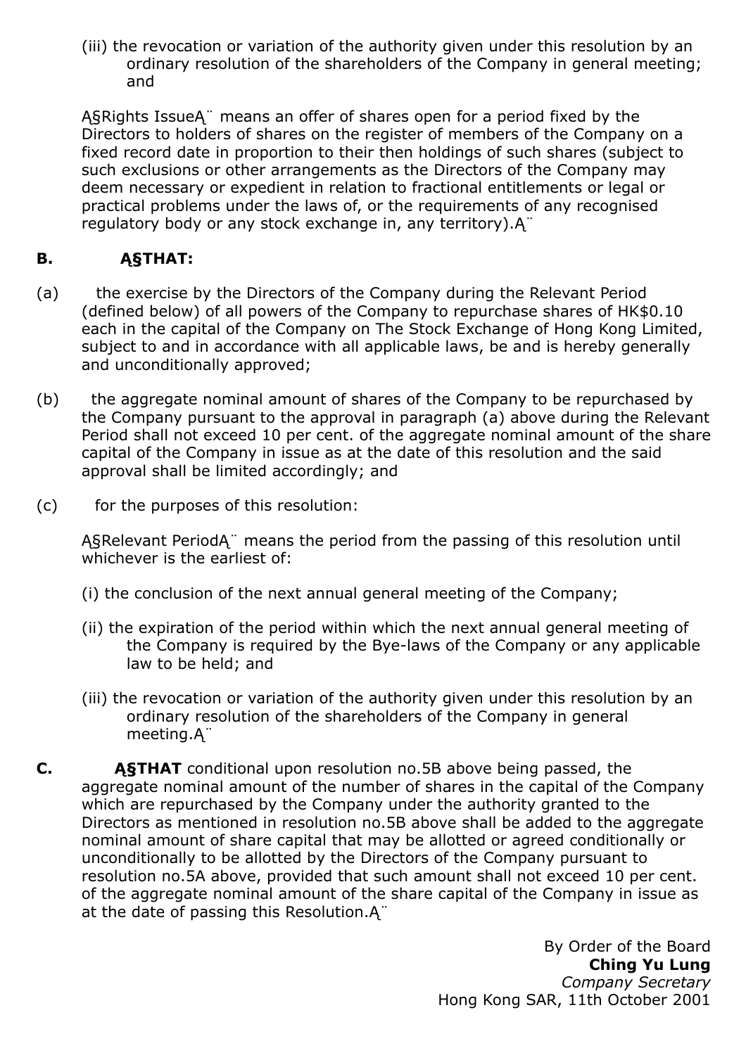(iii) the revocation or variation of the authority given under this resolution by an ordinary resolution of the shareholders of the Company in general meeting; and

Ą§Rights IssueĄ¨ means an offer of shares open for a period fixed by the Directors to holders of shares on the register of members of the Company on a fixed record date in proportion to their then holdings of such shares (subject to such exclusions or other arrangements as the Directors of the Company may deem necessary or expedient in relation to fractional entitlements or legal or practical problems under the laws of, or the requirements of any recognised regulatory body or any stock exchange in, any territory).Ą¨

**B. Ą§THAT:**

(a) the exercise by the Directors of the Company during the Relevant Period (defined below) of all powers of the Company to repurchase shares of HK$0.10 each in the capital of the Company on The Stock Exchange of Hong Kong Limited, subject to and in accordance with all applicable laws, be and is hereby generally and unconditionally approved;

(b) the aggregate nominal amount of shares of the Company to be repurchased by the Company pursuant to the approval in paragraph (a) above during the Relevant Period shall not exceed 10 per cent. of the aggregate nominal amount of the share capital of the Company in issue as at the date of this resolution and the said approval shall be limited accordingly; and

(c) for the purposes of this resolution:

Ą§Relevant PeriodĄ¨ means the period from the passing of this resolution until whichever is the earliest of:

(i) the conclusion of the next annual general meeting of the Company;

(ii) the expiration of the period within which the next annual general meeting of the Company is required by the Bye-laws of the Company or any applicable law to be held; and

(iii) the revocation or variation of the authority given under this resolution by an ordinary resolution of the shareholders of the Company in general meeting.Ą¨

**C.** **Ą§THAT** conditional upon resolution no.5B above being passed, the aggregate nominal amount of the number of shares in the capital of the Company which are repurchased by the Company under the authority granted to the Directors as mentioned in resolution no.5B above shall be added to the aggregate nominal amount of share capital that may be allotted or agreed conditionally or unconditionally to be allotted by the Directors of the Company pursuant to resolution no.5A above, provided that such amount shall not exceed 10 per cent. of the aggregate nominal amount of the share capital of the Company in issue as at the date of passing this Resolution.Ą¨

By Order of the Board
**Ching Yu Lung**
*Company Secretary*
Hong Kong SAR, 11th October 2001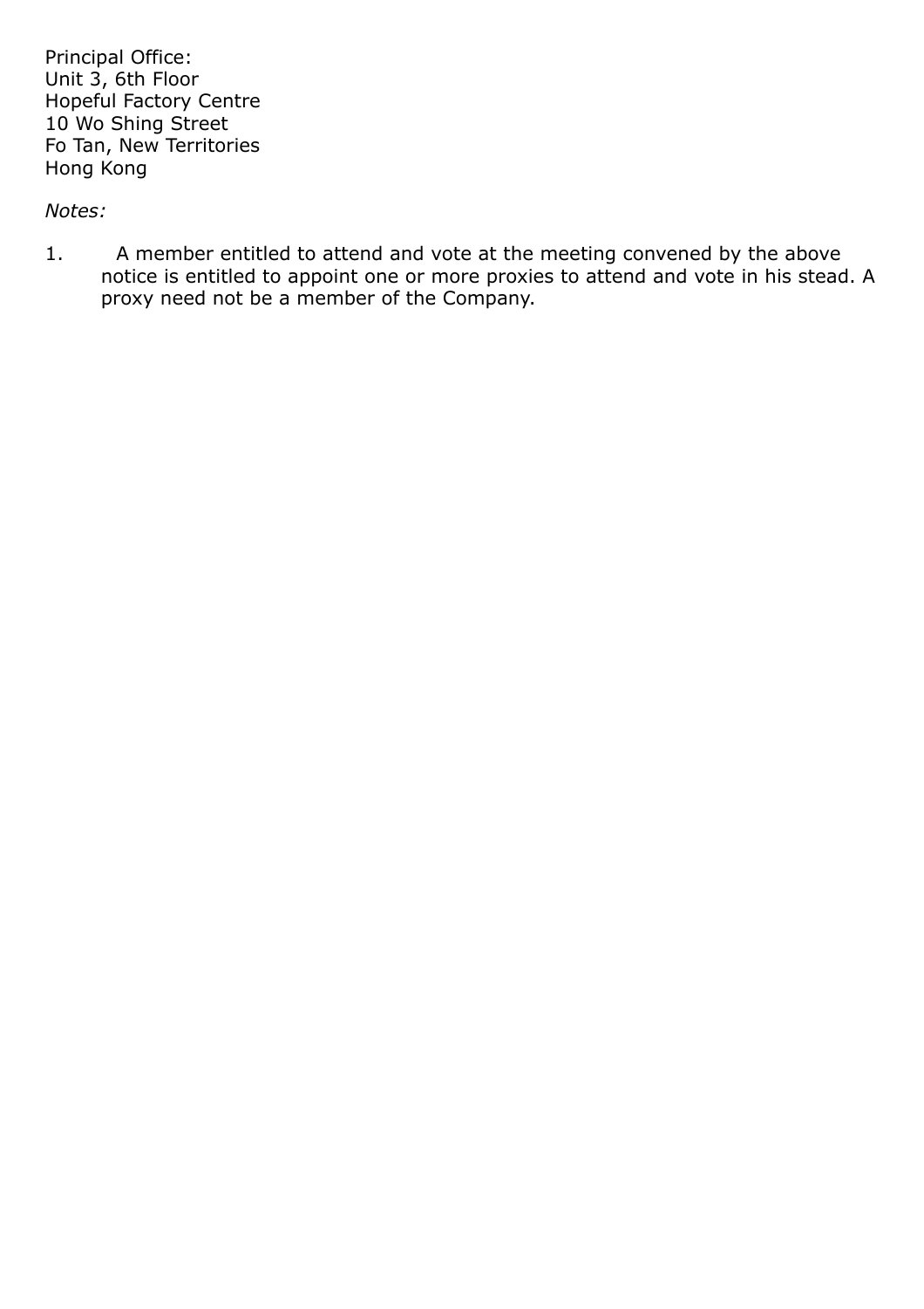Principal Office:
Unit 3, 6th Floor
Hopeful Factory Centre
10 Wo Shing Street
Fo Tan, New Territories
Hong Kong

*Notes:*

1. A member entitled to attend and vote at the meeting convened by the above notice is entitled to appoint one or more proxies to attend and vote in his stead. A proxy need not be a member of the Company.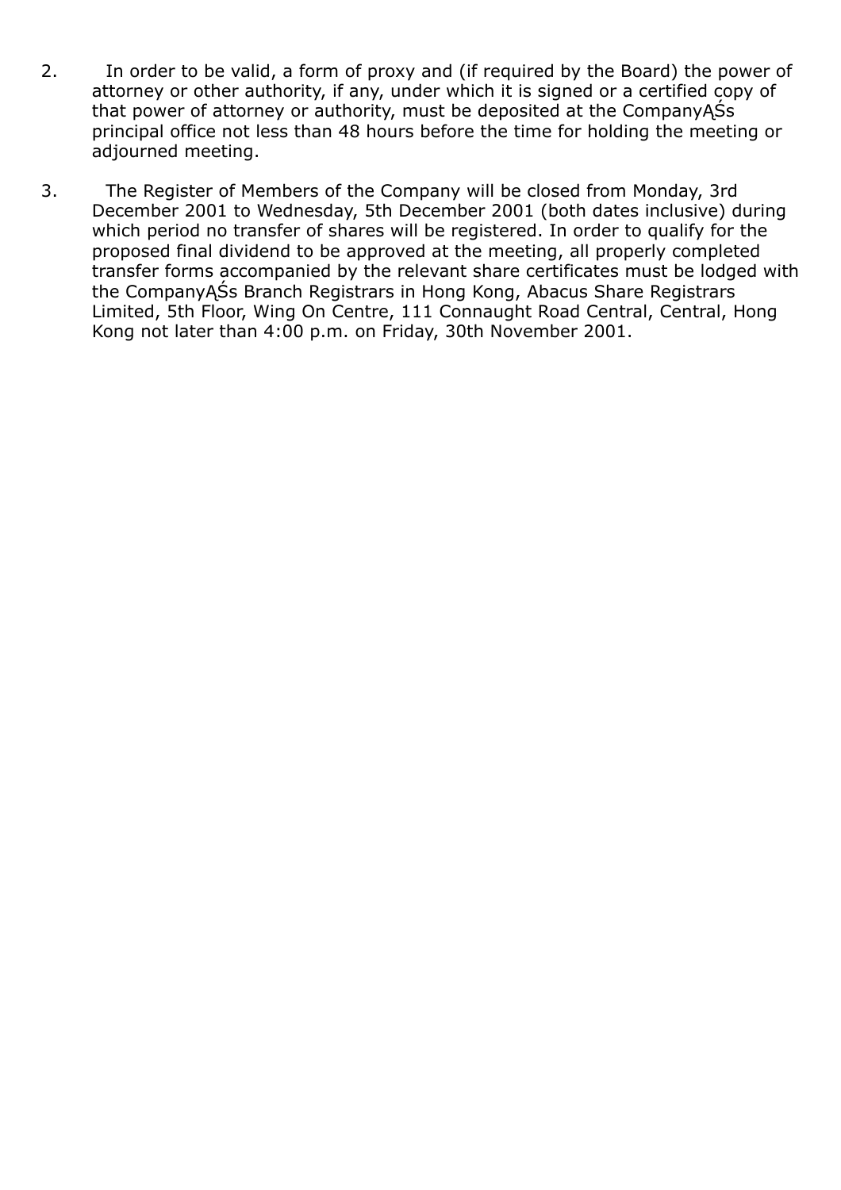2. In order to be valid, a form of proxy and (if required by the Board) the power of attorney or other authority, if any, under which it is signed or a certified copy of that power of attorney or authority, must be deposited at the CompanyĄŚs principal office not less than 48 hours before the time for holding the meeting or adjourned meeting.

3. The Register of Members of the Company will be closed from Monday, 3rd December 2001 to Wednesday, 5th December 2001 (both dates inclusive) during which period no transfer of shares will be registered. In order to qualify for the proposed final dividend to be approved at the meeting, all properly completed transfer forms accompanied by the relevant share certificates must be lodged with the CompanyĄŚs Branch Registrars in Hong Kong, Abacus Share Registrars Limited, 5th Floor, Wing On Centre, 111 Connaught Road Central, Central, Hong Kong not later than 4:00 p.m. on Friday, 30th November 2001.